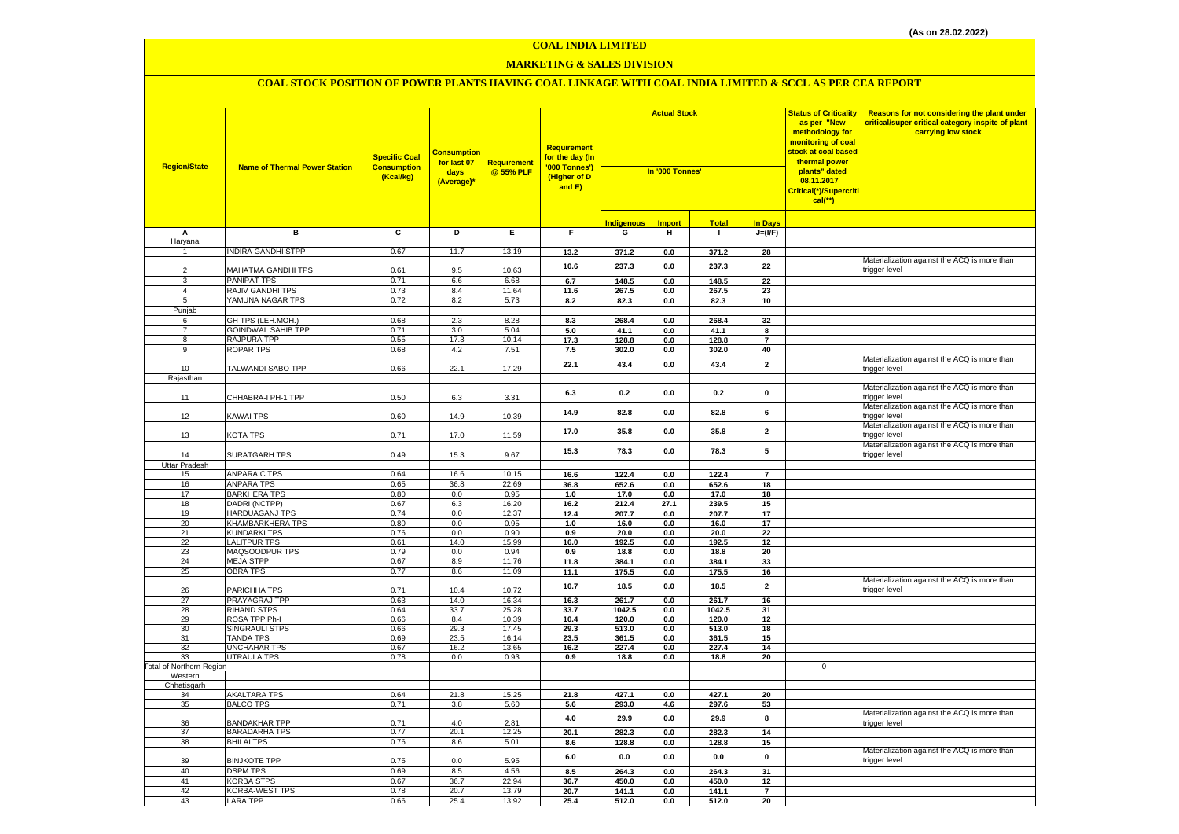(As on 28.02.2022)

# COAL INDIA LIMITED

## MARKETING & SALES DIVISION

### COAL STOCK POSITION OF POWER PLANTS HAVING COAL LINKAGE WITH COAL INDIA LIMITED & SCCL AS PER CEA REPORT

| Region/State | Name of Thermal Power Station | Specific Coal Consumption (Kcal/kg) | Consumption for last 07 days (Average)* | Requirement @ 55% PLF | Requirement for the day (In '000 Tonnes') (Higher of D and E) | Actual Stock In '000 Tonnes' | | | | Status of Criticality as per "New methodology for monitoring of coal stock at coal based thermal power plants" dated 08.11.2017 Critical(*)/Supercritical(**) | Reasons for not considering the plant under critical/super critical category inspite of plant carrying low stock |
|---|---|---|---|---|---|---|---|---|---|---|---|
| | | | | | | Indigenous | Import | Total | In Days | | |
| A | B | C | D | E | F | G | H | I | J=(I/F) | | |
| Haryana | | | | | | | | | | | |
| 1 | INDIRA GANDHI STPP | 0.67 | 11.7 | 13.19 | 13.2 | 371.2 | 0.0 | 371.2 | 28 | | |
| 2 | MAHATMA GANDHI TPS | 0.61 | 9.5 | 10.63 | 10.6 | 237.3 | 0.0 | 237.3 | 22 | | Materialization against the ACQ is more than trigger level |
| 3 | PANIPAT TPS | 0.71 | 6.6 | 6.68 | 6.7 | 148.5 | 0.0 | 148.5 | 22 | | |
| 4 | RAJIV GANDHI TPS | 0.73 | 8.4 | 11.64 | 11.6 | 267.5 | 0.0 | 267.5 | 23 | | |
| 5 | YAMUNA NAGAR TPS | 0.72 | 8.2 | 5.73 | 8.2 | 82.3 | 0.0 | 82.3 | 10 | | |
| Punjab | | | | | | | | | | | |
| 6 | GH TPS (LEH.MOH.) | 0.68 | 2.3 | 8.28 | 8.3 | 268.4 | 0.0 | 268.4 | 32 | | |
| 7 | GOINDWAL SAHIB TPP | 0.71 | 3.0 | 5.04 | 5.0 | 41.1 | 0.0 | 41.1 | 8 | | |
| 8 | RAJPURA TPP | 0.55 | 17.3 | 10.14 | 17.3 | 128.8 | 0.0 | 128.8 | 7 | | |
| 9 | ROPAR TPS | 0.68 | 4.2 | 7.51 | 7.5 | 302.0 | 0.0 | 302.0 | 40 | | |
| 10 | TALWANDI SABO TPP | 0.66 | 22.1 | 17.29 | 22.1 | 43.4 | 0.0 | 43.4 | 2 | | Materialization against the ACQ is more than trigger level |
| Rajasthan | | | | | | | | | | | |
| 11 | CHHABRA-I PH-1 TPP | 0.50 | 6.3 | 3.31 | 6.3 | 0.2 | 0.0 | 0.2 | 0 | | Materialization against the ACQ is more than trigger level |
| 12 | KAWAI TPS | 0.60 | 14.9 | 10.39 | 14.9 | 82.8 | 0.0 | 82.8 | 6 | | Materialization against the ACQ is more than trigger level |
| 13 | KOTA TPS | 0.71 | 17.0 | 11.59 | 17.0 | 35.8 | 0.0 | 35.8 | 2 | | Materialization against the ACQ is more than trigger level |
| 14 | SURATGARH TPS | 0.49 | 15.3 | 9.67 | 15.3 | 78.3 | 0.0 | 78.3 | 5 | | Materialization against the ACQ is more than trigger level |
| Uttar Pradesh | | | | | | | | | | | |
| 15 | ANPARA C TPS | 0.64 | 16.6 | 10.15 | 16.6 | 122.4 | 0.0 | 122.4 | 7 | | |
| 16 | ANPARA TPS | 0.65 | 36.8 | 22.69 | 36.8 | 652.6 | 0.0 | 652.6 | 18 | | |
| 17 | BARKHERA TPS | 0.80 | 0.0 | 0.95 | 1.0 | 17.0 | 0.0 | 17.0 | 18 | | |
| 18 | DADRI (NCTPP) | 0.67 | 6.3 | 16.20 | 16.2 | 212.4 | 27.1 | 239.5 | 15 | | |
| 19 | HARDUAGANJ TPS | 0.74 | 0.0 | 12.37 | 12.4 | 207.7 | 0.0 | 207.7 | 17 | | |
| 20 | KHAMBARKHERA TPS | 0.80 | 0.0 | 0.95 | 1.0 | 16.0 | 0.0 | 16.0 | 17 | | |
| 21 | KUNDARKI TPS | 0.76 | 0.0 | 0.90 | 0.9 | 20.0 | 0.0 | 20.0 | 22 | | |
| 22 | LALITPUR TPS | 0.61 | 14.0 | 15.99 | 16.0 | 192.5 | 0.0 | 192.5 | 12 | | |
| 23 | MAQSOODPUR TPS | 0.79 | 0.0 | 0.94 | 0.9 | 18.8 | 0.0 | 18.8 | 20 | | |
| 24 | MEJA STPP | 0.67 | 8.9 | 11.76 | 11.8 | 384.1 | 0.0 | 384.1 | 33 | | |
| 25 | OBRA TPS | 0.77 | 8.6 | 11.09 | 11.1 | 175.5 | 0.0 | 175.5 | 16 | | |
| 26 | PARICHHA TPS | 0.71 | 10.4 | 10.72 | 10.7 | 18.5 | 0.0 | 18.5 | 2 | | Materialization against the ACQ is more than trigger level |
| 27 | PRAYAGRAJ TPP | 0.63 | 14.0 | 16.34 | 16.3 | 261.7 | 0.0 | 261.7 | 16 | | |
| 28 | RIHAND STPS | 0.64 | 33.7 | 25.28 | 33.7 | 1042.5 | 0.0 | 1042.5 | 31 | | |
| 29 | ROSA TPP Ph-I | 0.66 | 8.4 | 10.39 | 10.4 | 120.0 | 0.0 | 120.0 | 12 | | |
| 30 | SINGRAULI STPS | 0.66 | 29.3 | 17.45 | 29.3 | 513.0 | 0.0 | 513.0 | 18 | | |
| 31 | TANDA TPS | 0.69 | 23.5 | 16.14 | 23.5 | 361.5 | 0.0 | 361.5 | 15 | | |
| 32 | UNCHAHAR TPS | 0.67 | 16.2 | 13.65 | 16.2 | 227.4 | 0.0 | 227.4 | 14 | | |
| 33 | UTRAULA TPS | 0.78 | 0.0 | 0.93 | 0.9 | 18.8 | 0.0 | 18.8 | 20 | | |
| Total of Northern Region | | | | | | | | | | 0 | |
| Western | | | | | | | | | | | |
| Chhatisgarh | | | | | | | | | | | |
| 34 | AKALTARA TPS | 0.64 | 21.8 | 15.25 | 21.8 | 427.1 | 0.0 | 427.1 | 20 | | |
| 35 | BALCO TPS | 0.71 | 3.8 | 5.60 | 5.6 | 293.0 | 4.6 | 297.6 | 53 | | |
| 36 | BANDAKHAR TPP | 0.71 | 4.0 | 2.81 | 4.0 | 29.9 | 0.0 | 29.9 | 8 | | Materialization against the ACQ is more than trigger level |
| 37 | BARADARHA TPS | 0.77 | 20.1 | 12.25 | 20.1 | 282.3 | 0.0 | 282.3 | 14 | | |
| 38 | BHILAI TPS | 0.76 | 8.6 | 5.01 | 8.6 | 128.8 | 0.0 | 128.8 | 15 | | |
| 39 | BINJKOTE TPP | 0.75 | 0.0 | 5.95 | 6.0 | 0.0 | 0.0 | 0.0 | 0 | | Materialization against the ACQ is more than trigger level |
| 40 | DSPM TPS | 0.69 | 8.5 | 4.56 | 8.5 | 264.3 | 0.0 | 264.3 | 31 | | |
| 41 | KORBA STPS | 0.67 | 36.7 | 22.94 | 36.7 | 450.0 | 0.0 | 450.0 | 12 | | |
| 42 | KORBA-WEST TPS | 0.78 | 20.7 | 13.79 | 20.7 | 141.1 | 0.0 | 141.1 | 7 | | |
| 43 | LARA TPP | 0.66 | 25.4 | 13.92 | 25.4 | 512.0 | 0.0 | 512.0 | 20 | | |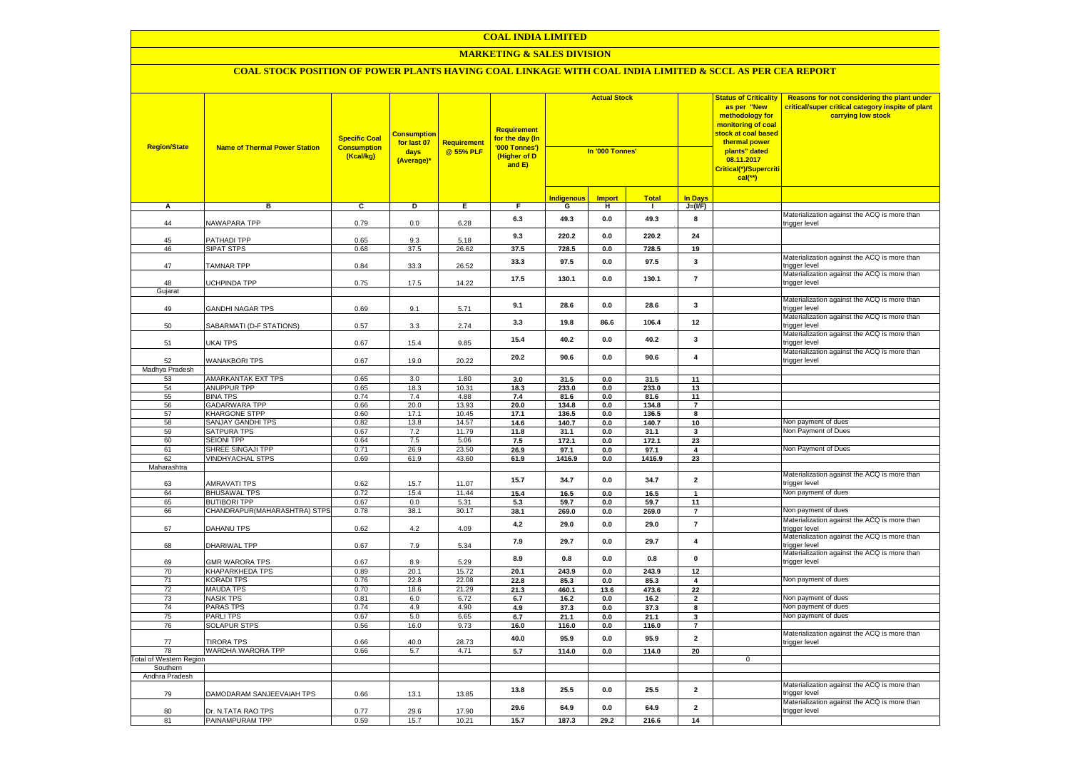# COAL INDIA LIMITED

## MARKETING & SALES DIVISION

### COAL STOCK POSITION OF POWER PLANTS HAVING COAL LINKAGE WITH COAL INDIA LIMITED & SCCL AS PER CEA REPORT

| Region/State | Name of Thermal Power Station | Specific Coal Consumption (Kcal/kg) | Consumption for last 07 days (Average)* | Requirement @ 55% PLF | Requirement for the day (In '000 Tonnes') (Higher of D and E) | Actual Stock In '000 Tonnes' | | | | Status of Criticality as per "New methodology for monitoring of coal stock at coal based thermal power plants" dated 08.11.2017 Critical(*)/Supercritical(**) | Reasons for not considering the plant under critical/super critical category inspite of plant carrying low stock |
|---|---|---|---|---|---|---|---|---|---|---|---|
| | | | | | | Indigenous | Import | Total | In Days | | |
| A | B | C | D | E | F | G | H | I | J=(I/F) | | |
| 44 | NAWAPARA TPP | 0.79 | 0.0 | 6.28 | 6.3 | 49.3 | 0.0 | 49.3 | 8 | | Materialization against the ACQ is more than trigger level |
| 45 | PATHADI TPP | 0.65 | 9.3 | 5.18 | 9.3 | 220.2 | 0.0 | 220.2 | 24 | | |
| 46 | SIPAT STPS | 0.68 | 37.5 | 26.62 | 37.5 | 728.5 | 0.0 | 728.5 | 19 | | |
| 47 | TAMNAR TPP | 0.84 | 33.3 | 26.52 | 33.3 | 97.5 | 0.0 | 97.5 | 3 | | Materialization against the ACQ is more than trigger level |
| 48 | UCHPINDA TPP | 0.75 | 17.5 | 14.22 | 17.5 | 130.1 | 0.0 | 130.1 | 7 | | Materialization against the ACQ is more than trigger level |
| Gujarat | | | | | | | | | | | |
| 49 | GANDHI NAGAR TPS | 0.69 | 9.1 | 5.71 | 9.1 | 28.6 | 0.0 | 28.6 | 3 | | Materialization against the ACQ is more than trigger level |
| 50 | SABARMATI (D-F STATIONS) | 0.57 | 3.3 | 2.74 | 3.3 | 19.8 | 86.6 | 106.4 | 12 | | Materialization against the ACQ is more than trigger level |
| 51 | UKAI TPS | 0.67 | 15.4 | 9.85 | 15.4 | 40.2 | 0.0 | 40.2 | 3 | | Materialization against the ACQ is more than trigger level |
| 52 | WANAKBORI TPS | 0.67 | 19.0 | 20.22 | 20.2 | 90.6 | 0.0 | 90.6 | 4 | | Materialization against the ACQ is more than trigger level |
| Madhya Pradesh | | | | | | | | | | | |
| 53 | AMARKANTAK EXT TPS | 0.65 | 3.0 | 1.80 | 3.0 | 31.5 | 0.0 | 31.5 | 11 | | |
| 54 | ANUPPUR TPP | 0.65 | 18.3 | 10.31 | 18.3 | 233.0 | 0.0 | 233.0 | 13 | | |
| 55 | BINA TPS | 0.74 | 7.4 | 4.88 | 7.4 | 81.6 | 0.0 | 81.6 | 11 | | |
| 56 | GADARWARA TPP | 0.66 | 20.0 | 13.93 | 20.0 | 134.8 | 0.0 | 134.8 | 7 | | |
| 57 | KHARGONE STPP | 0.60 | 17.1 | 10.45 | 17.1 | 136.5 | 0.0 | 136.5 | 8 | | |
| 58 | SANJAY GANDHI TPS | 0.82 | 13.8 | 14.57 | 14.6 | 140.7 | 0.0 | 140.7 | 10 | | Non payment of dues |
| 59 | SATPURA TPS | 0.67 | 7.2 | 11.79 | 11.8 | 31.1 | 0.0 | 31.1 | 3 | | Non Payment of Dues |
| 60 | SEIONI TPP | 0.64 | 7.5 | 5.06 | 7.5 | 172.1 | 0.0 | 172.1 | 23 | | |
| 61 | SHREE SINGAJI TPP | 0.71 | 26.9 | 23.50 | 26.9 | 97.1 | 0.0 | 97.1 | 4 | | Non Payment of Dues |
| 62 | VINDHYACHAL STPS | 0.69 | 61.9 | 43.60 | 61.9 | 1416.9 | 0.0 | 1416.9 | 23 | | |
| Maharashtra | | | | | | | | | | | |
| 63 | AMRAVATI TPS | 0.62 | 15.7 | 11.07 | 15.7 | 34.7 | 0.0 | 34.7 | 2 | | Materialization against the ACQ is more than trigger level |
| 64 | BHUSAWAL TPS | 0.72 | 15.4 | 11.44 | 15.4 | 16.5 | 0.0 | 16.5 | 1 | | Non payment of dues |
| 65 | BUTIBORI TPP | 0.67 | 0.0 | 5.31 | 5.3 | 59.7 | 0.0 | 59.7 | 11 | | |
| 66 | CHANDRAPUR(MAHARASHTRA) STPS | 0.78 | 38.1 | 30.17 | 38.1 | 269.0 | 0.0 | 269.0 | 7 | | Non payment of dues |
| 67 | DAHANU TPS | 0.62 | 4.2 | 4.09 | 4.2 | 29.0 | 0.0 | 29.0 | 7 | | Materialization against the ACQ is more than trigger level |
| 68 | DHARIWAL TPP | 0.67 | 7.9 | 5.34 | 7.9 | 29.7 | 0.0 | 29.7 | 4 | | Materialization against the ACQ is more than trigger level |
| 69 | GMR WARORA TPS | 0.67 | 8.9 | 5.29 | 8.9 | 0.8 | 0.0 | 0.8 | 0 | | Materialization against the ACQ is more than trigger level |
| 70 | KHAPARKHEDA TPS | 0.89 | 20.1 | 15.72 | 20.1 | 243.9 | 0.0 | 243.9 | 12 | | |
| 71 | KORADI TPS | 0.76 | 22.8 | 22.08 | 22.8 | 85.3 | 0.0 | 85.3 | 4 | | Non payment of dues |
| 72 | MAUDA TPS | 0.70 | 18.6 | 21.29 | 21.3 | 460.1 | 13.6 | 473.6 | 22 | | |
| 73 | NASIK TPS | 0.81 | 6.0 | 6.72 | 6.7 | 16.2 | 0.0 | 16.2 | 2 | | Non payment of dues |
| 74 | PARAS TPS | 0.74 | 4.9 | 4.90 | 4.9 | 37.3 | 0.0 | 37.3 | 8 | | Non payment of dues |
| 75 | PARLI TPS | 0.67 | 5.0 | 6.65 | 6.7 | 21.1 | 0.0 | 21.1 | 3 | | Non payment of dues |
| 76 | SOLAPUR STPS | 0.56 | 16.0 | 9.73 | 16.0 | 116.0 | 0.0 | 116.0 | 7 | | |
| 77 | TIRORA TPS | 0.66 | 40.0 | 28.73 | 40.0 | 95.9 | 0.0 | 95.9 | 2 | | Materialization against the ACQ is more than trigger level |
| 78 | WARDHA WARORA TPP | 0.66 | 5.7 | 4.71 | 5.7 | 114.0 | 0.0 | 114.0 | 20 | | |
| Total of Western Region | | | | | | | | | | 0 | |
| Southern | | | | | | | | | | | |
| Andhra Pradesh | | | | | | | | | | | |
| 79 | DAMODARAM SANJEEVAIAH TPS | 0.66 | 13.1 | 13.85 | 13.8 | 25.5 | 0.0 | 25.5 | 2 | | Materialization against the ACQ is more than trigger level |
| 80 | Dr. N.TATA RAO TPS | 0.77 | 29.6 | 17.90 | 29.6 | 64.9 | 0.0 | 64.9 | 2 | | Materialization against the ACQ is more than trigger level |
| 81 | PAINAMPURAM TPP | 0.59 | 15.7 | 10.21 | 15.7 | 187.3 | 29.2 | 216.6 | 14 | | |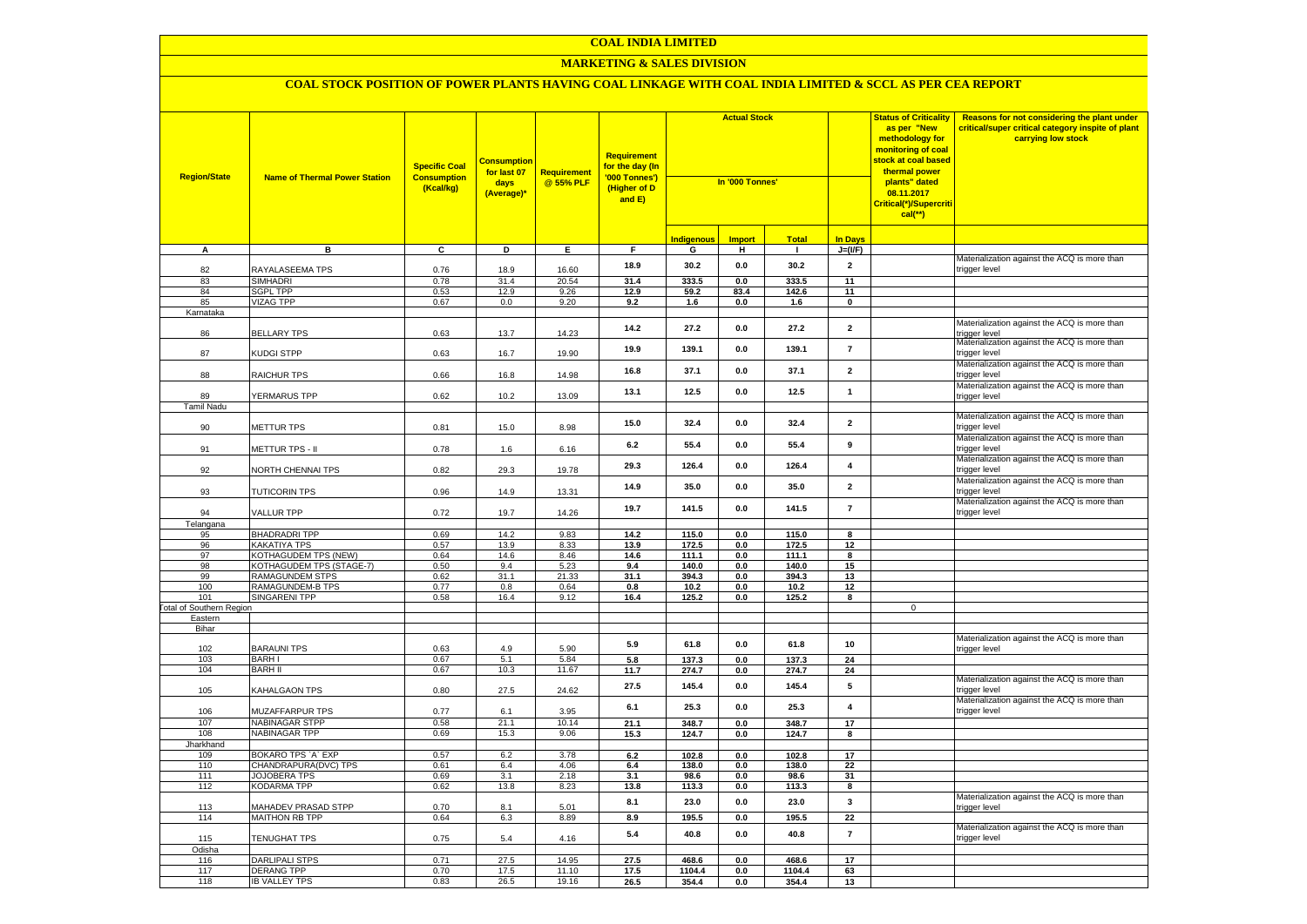# COAL INDIA LIMITED

## MARKETING & SALES DIVISION

### COAL STOCK POSITION OF POWER PLANTS HAVING COAL LINKAGE WITH COAL INDIA LIMITED & SCCL AS PER CEA REPORT

| Region/State | Name of Thermal Power Station | Specific Coal Consumption (Kcal/kg) | Consumption for last 07 days (Average)* | Requirement @ 55% PLF | Requirement for the day (In '000 Tonnes') (Higher of D and E) | Actual Stock In '000 Tonnes' | | | | Status of Criticality as per "New methodology for monitoring of coal stock at coal based thermal power plants" dated 08.11.2017 Critical(*)/Supercritical(**) | Reasons for not considering the plant under critical/super critical category inspite of plant carrying low stock |
|---|---|---|---|---|---|---|---|---|---|---|---|
| | | | | | | Indigenous | Import | Total | In Days | | |
| A | B | C | D | E | F | G | H | I | J=(I/F) | | |
| 82 | RAYALASEEMA TPS | 0.76 | 18.9 | 16.60 | 18.9 | 30.2 | 0.0 | 30.2 | 2 | | Materialization against the ACQ is more than trigger level |
| 83 | SIMHADRI | 0.78 | 31.4 | 20.54 | 31.4 | 333.5 | 0.0 | 333.5 | 11 | | |
| 84 | SGPL TPP | 0.53 | 12.9 | 9.26 | 12.9 | 59.2 | 83.4 | 142.6 | 11 | | |
| 85 | VIZAG TPP | 0.67 | 0.0 | 9.20 | 9.2 | 1.6 | 0.0 | 1.6 | 0 | | |
| Karnataka | | | | | | | | | | | |
| 86 | BELLARY TPS | 0.63 | 13.7 | 14.23 | 14.2 | 27.2 | 0.0 | 27.2 | 2 | | Materialization against the ACQ is more than trigger level |
| 87 | KUDGI STPP | 0.63 | 16.7 | 19.90 | 19.9 | 139.1 | 0.0 | 139.1 | 7 | | Materialization against the ACQ is more than trigger level |
| 88 | RAICHUR TPS | 0.66 | 16.8 | 14.98 | 16.8 | 37.1 | 0.0 | 37.1 | 2 | | Materialization against the ACQ is more than trigger level |
| 89 | YERMARUS TPP | 0.62 | 10.2 | 13.09 | 13.1 | 12.5 | 0.0 | 12.5 | 1 | | Materialization against the ACQ is more than trigger level |
| Tamil Nadu | | | | | | | | | | | |
| 90 | METTUR TPS | 0.81 | 15.0 | 8.98 | 15.0 | 32.4 | 0.0 | 32.4 | 2 | | Materialization against the ACQ is more than trigger level |
| 91 | METTUR TPS - II | 0.78 | 1.6 | 6.16 | 6.2 | 55.4 | 0.0 | 55.4 | 9 | | Materialization against the ACQ is more than trigger level |
| 92 | NORTH CHENNAI TPS | 0.82 | 29.3 | 19.78 | 29.3 | 126.4 | 0.0 | 126.4 | 4 | | Materialization against the ACQ is more than trigger level |
| 93 | TUTICORIN TPS | 0.96 | 14.9 | 13.31 | 14.9 | 35.0 | 0.0 | 35.0 | 2 | | Materialization against the ACQ is more than trigger level |
| 94 | VALLUR TPP | 0.72 | 19.7 | 14.26 | 19.7 | 141.5 | 0.0 | 141.5 | 7 | | Materialization against the ACQ is more than trigger level |
| Telangana | | | | | | | | | | | |
| 95 | BHADRADRI TPP | 0.69 | 14.2 | 9.83 | 14.2 | 115.0 | 0.0 | 115.0 | 8 | | |
| 96 | KAKATIYA TPS | 0.57 | 13.9 | 8.33 | 13.9 | 172.5 | 0.0 | 172.5 | 12 | | |
| 97 | KOTHAGUDEM TPS (NEW) | 0.64 | 14.6 | 8.46 | 14.6 | 111.1 | 0.0 | 111.1 | 8 | | |
| 98 | KOTHAGUDEM TPS (STAGE-7) | 0.50 | 9.4 | 5.23 | 9.4 | 140.0 | 0.0 | 140.0 | 15 | | |
| 99 | RAMAGUNDEM STPS | 0.62 | 31.1 | 21.33 | 31.1 | 394.3 | 0.0 | 394.3 | 13 | | |
| 100 | RAMAGUNDEM-B TPS | 0.77 | 0.8 | 0.64 | 0.8 | 10.2 | 0.0 | 10.2 | 12 | | |
| 101 | SINGARENI TPP | 0.58 | 16.4 | 9.12 | 16.4 | 125.2 | 0.0 | 125.2 | 8 | | |
| Total of Southern Region | | | | | | | | | | 0 | |
| Eastern | | | | | | | | | | | |
| Bihar | | | | | | | | | | | |
| 102 | BARAUNI TPS | 0.63 | 4.9 | 5.90 | 5.9 | 61.8 | 0.0 | 61.8 | 10 | | Materialization against the ACQ is more than trigger level |
| 103 | BARH I | 0.67 | 5.1 | 5.84 | 5.8 | 137.3 | 0.0 | 137.3 | 24 | | |
| 104 | BARH II | 0.67 | 10.3 | 11.67 | 11.7 | 274.7 | 0.0 | 274.7 | 24 | | |
| 105 | KAHALGAON TPS | 0.80 | 27.5 | 24.62 | 27.5 | 145.4 | 0.0 | 145.4 | 5 | | Materialization against the ACQ is more than trigger level |
| 106 | MUZAFFARPUR TPS | 0.77 | 6.1 | 3.95 | 6.1 | 25.3 | 0.0 | 25.3 | 4 | | Materialization against the ACQ is more than trigger level |
| 107 | NABINAGAR STPP | 0.58 | 21.1 | 10.14 | 21.1 | 348.7 | 0.0 | 348.7 | 17 | | |
| 108 | NABINAGAR TPP | 0.69 | 15.3 | 9.06 | 15.3 | 124.7 | 0.0 | 124.7 | 8 | | |
| Jharkhand | | | | | | | | | | | |
| 109 | BOKARO TPS `A` EXP | 0.57 | 6.2 | 3.78 | 6.2 | 102.8 | 0.0 | 102.8 | 17 | | |
| 110 | CHANDRAPURA(DVC) TPS | 0.61 | 6.4 | 4.06 | 6.4 | 138.0 | 0.0 | 138.0 | 22 | | |
| 111 | JOJOBERA TPS | 0.69 | 3.1 | 2.18 | 3.1 | 98.6 | 0.0 | 98.6 | 31 | | |
| 112 | KODARMA TPP | 0.62 | 13.8 | 8.23 | 13.8 | 113.3 | 0.0 | 113.3 | 8 | | |
| 113 | MAHADEV PRASAD STPP | 0.70 | 8.1 | 5.01 | 8.1 | 23.0 | 0.0 | 23.0 | 3 | | Materialization against the ACQ is more than trigger level |
| 114 | MAITHON RB TPP | 0.64 | 6.3 | 8.89 | 8.9 | 195.5 | 0.0 | 195.5 | 22 | | |
| 115 | TENUGHAT TPS | 0.75 | 5.4 | 4.16 | 5.4 | 40.8 | 0.0 | 40.8 | 7 | | Materialization against the ACQ is more than trigger level |
| Odisha | | | | | | | | | | | |
| 116 | DARLIPALI STPS | 0.71 | 27.5 | 14.95 | 27.5 | 468.6 | 0.0 | 468.6 | 17 | | |
| 117 | DERANG TPP | 0.70 | 17.5 | 11.10 | 17.5 | 1104.4 | 0.0 | 1104.4 | 63 | | |
| 118 | IB VALLEY TPS | 0.83 | 26.5 | 19.16 | 26.5 | 354.4 | 0.0 | 354.4 | 13 | | |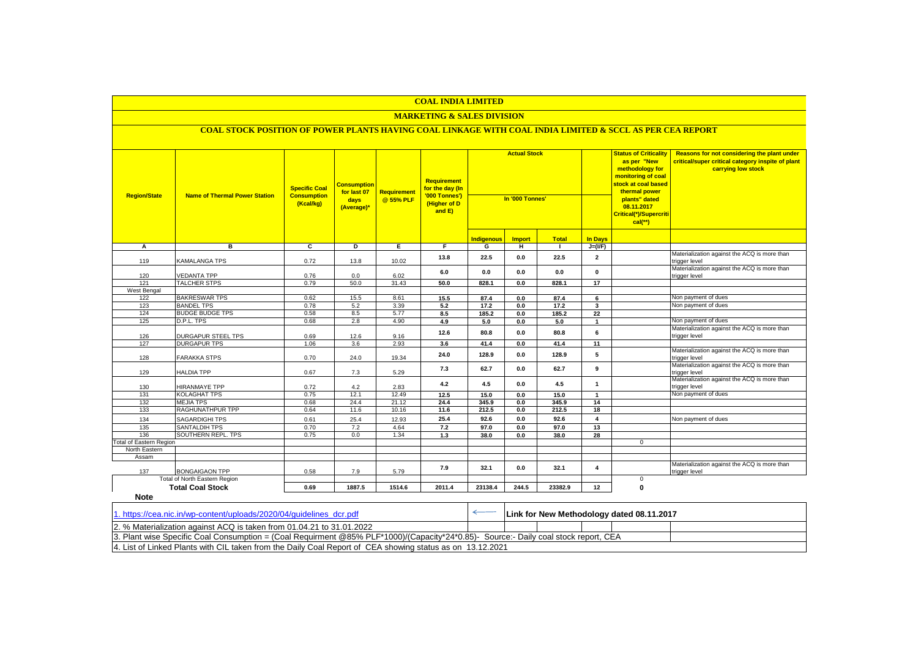# COAL INDIA LIMITED

## MARKETING & SALES DIVISION

### COAL STOCK POSITION OF POWER PLANTS HAVING COAL LINKAGE WITH COAL INDIA LIMITED & SCCL AS PER CEA REPORT

| Region/State | Name of Thermal Power Station | Specific Coal Consumption (Kcal/kg) | Consumption for last 07 days (Average)* | Requirement @ 55% PLF | Requirement for the day (In '000 Tonnes') (Higher of D and E) | Actual Stock In '000 Tonnes' | | | | Status of Criticality as per "New methodology for monitoring of coal stock at coal based thermal power plants" dated 08.11.2017 Critical(*)/Supercritical(**) | Reasons for not considering the plant under critical/super critical category inspite of plant carrying low stock |
|---|---|---|---|---|---|---|---|---|---|---|---|
| | | | | | | Indigenous | Import | Total | In Days | | |
| A | B | C | D | E | F | G | H | I | J=(I/F) | | |
| 119 | KAMALANGA TPS | 0.72 | 13.8 | 10.02 | 13.8 | 22.5 | 0.0 | 22.5 | 2 | | Materialization against the ACQ is more than trigger level |
| 120 | VEDANTA TPP | 0.76 | 0.0 | 6.02 | 6.0 | 0.0 | 0.0 | 0.0 | 0 | | Materialization against the ACQ is more than trigger level |
| 121 | TALCHER STPS | 0.79 | 50.0 | 31.43 | 50.0 | 828.1 | 0.0 | 828.1 | 17 | | |
| West Bengal | | | | | | | | | | | |
| 122 | BAKRESWAR TPS | 0.62 | 15.5 | 8.61 | 15.5 | 87.4 | 0.0 | 87.4 | 6 | | Non payment of dues |
| 123 | BANDEL TPS | 0.78 | 5.2 | 3.39 | 5.2 | 17.2 | 0.0 | 17.2 | 3 | | Non payment of dues |
| 124 | BUDGE BUDGE TPS | 0.58 | 8.5 | 5.77 | 8.5 | 185.2 | 0.0 | 185.2 | 22 | | |
| 125 | D.P.L. TPS | 0.68 | 2.8 | 4.90 | 4.9 | 5.0 | 0.0 | 5.0 | 1 | | Non payment of dues |
| 126 | DURGAPUR STEEL TPS | 0.69 | 12.6 | 9.16 | 12.6 | 80.8 | 0.0 | 80.8 | 6 | | Materialization against the ACQ is more than trigger level |
| 127 | DURGAPUR TPS | 1.06 | 3.6 | 2.93 | 3.6 | 41.4 | 0.0 | 41.4 | 11 | | |
| 128 | FARAKKA STPS | 0.70 | 24.0 | 19.34 | 24.0 | 128.9 | 0.0 | 128.9 | 5 | | Materialization against the ACQ is more than trigger level |
| 129 | HALDIA TPP | 0.67 | 7.3 | 5.29 | 7.3 | 62.7 | 0.0 | 62.7 | 9 | | Materialization against the ACQ is more than trigger level |
| 130 | HIRANMAYE TPP | 0.72 | 4.2 | 2.83 | 4.2 | 4.5 | 0.0 | 4.5 | 1 | | Materialization against the ACQ is more than trigger level |
| 131 | KOLAGHAT TPS | 0.75 | 12.1 | 12.49 | 12.5 | 15.0 | 0.0 | 15.0 | 1 | | Non payment of dues |
| 132 | MEJIA TPS | 0.68 | 24.4 | 21.12 | 24.4 | 345.9 | 0.0 | 345.9 | 14 | | |
| 133 | RAGHUNATHPUR TPP | 0.64 | 11.6 | 10.16 | 11.6 | 212.5 | 0.0 | 212.5 | 18 | | |
| 134 | SAGARDIGHI TPS | 0.61 | 25.4 | 12.93 | 25.4 | 92.6 | 0.0 | 92.6 | 4 | | Non payment of dues |
| 135 | SANTALDIH TPS | 0.70 | 7.2 | 4.64 | 7.2 | 97.0 | 0.0 | 97.0 | 13 | | |
| 136 | SOUTHERN REPL. TPS | 0.75 | 0.0 | 1.34 | 1.3 | 38.0 | 0.0 | 38.0 | 28 | | |
| Total of Eastern Region | | | | | | | | | | 0 | |
| North Eastern | | | | | | | | | | | |
| Assam | | | | | | | | | | | |
| 137 | BONGAIGAON TPP | 0.58 | 7.9 | 5.79 | 7.9 | 32.1 | 0.0 | 32.1 | 4 | | Materialization against the ACQ is more than trigger level |
| Total of North Eastern Region | | | | | | | | | | 0 | |
| Total Coal Stock | | 0.69 | 1887.5 | 1514.6 | 2011.4 | 23138.4 | 244.5 | 23382.9 | 12 | 0 | |

**Note**

1. https://cea.nic.in/wp-content/uploads/2020/04/guidelines_dcr.pdf ⟵ Link for New Methodology dated 08.11.2017
2. % Materialization against ACQ is taken from 01.04.21 to 31.01.2022
3. Plant wise Specific Coal Consumption = (Coal Requirment @85% PLF*1000)/(Capacity*24*0.85)- Source:- Daily coal stock report, CEA
4. List of Linked Plants with CIL taken from the Daily Coal Report of CEA showing status as on 13.12.2021